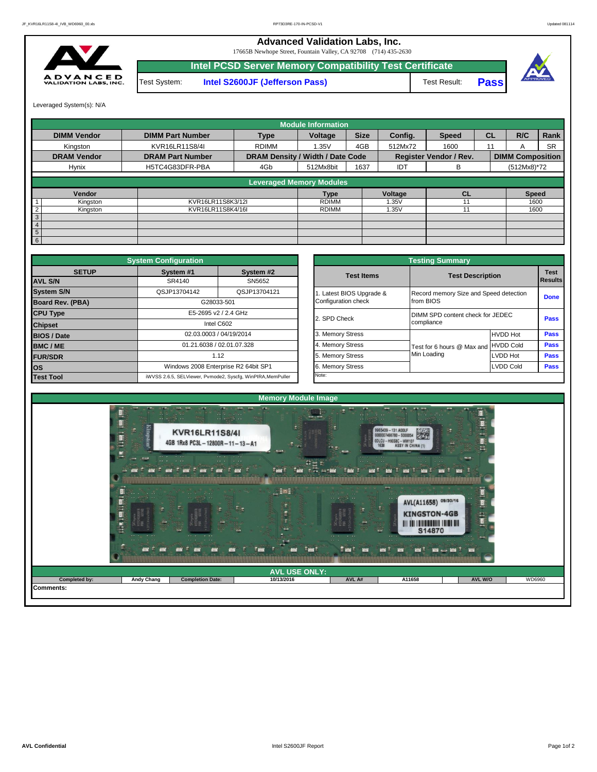# Advanced Validation Labs, Inc.

17665B Newhope Street, Fountain Valley, CA 92708 (714) 435-2630

## Intel PCSD Server Memory Compatibility Test Certificate

| Test System: | Intel S2600JF (Jefferson Pass) | Test Result: | **Pass** |
|---|---|---|---|

Leveraged System(s): N/A

## Module Information

| DIMM Vendor | DIMM Part Number | Type | Voltage | Size | Config. | Speed | CL | R/C | Rank |
|---|---|---|---|---|---|---|---|---|---|
| Kingston | KVR16LR11S8/4I | RDIMM | 1.35V | 4GB | 512Mx72 | 1600 | 11 | A | SR |
| **DRAM Vendor** | **DRAM Part Number** | **DRAM Density / Width / Date Code** | | | **Register Vendor / Rev.** | | **DIMM Composition** | | |
| Hynix | H5TC4G83DFR-PBA | 4Gb | 512Mx8bit | 1637 | IDT | B | (512Mx8)*72 | | |

## Leveraged Memory Modules

| | Vendor | | Type | Voltage | CL | Speed |
|---|---|---|---|---|---|---|
| 1 | Kingston | KVR16LR11S8K3/12I | RDIMM | 1.35V | 11 | 1600 |
| 2 | Kingston | KVR16LR11S8K4/16I | RDIMM | 1.35V | 11 | 1600 |
| 3 | | | | | | |
| 4 | | | | | | |
| 5 | | | | | | |
| 6 | | | | | | |

## System Configuration

| SETUP | System #1 | System #2 |
|---|---|---|
| **AVL S/N** | SR4140 | SN5652 |
| **System S/N** | QSJP13704142 | QSJP13704121 |
| **Board Rev. (PBA)** | G28033-501 | |
| **CPU Type** | E5-2695 v2 / 2.4 GHz | |
| **Chipset** | Intel C602 | |
| **BIOS / Date** | 02.03.0003 / 04/19/2014 | |
| **BMC / ME** | 01.21.6038 / 02.01.07.328 | |
| **FUR/SDR** | 1.12 | |
| **OS** | Windows 2008 Enterprise R2 64bit SP1 | |
| **Test Tool** | iWVSS 2.6.5, SELViewer, Pvmode2, Syscfg, WinPIRA,MemPuller | |

## Testing Summary

| Test Items | Test Description | | Test Results |
|---|---|---|---|
| 1. Latest BIOS Upgrade & Configuration check | Record memory Size and Speed detection from BIOS | | **Done** |
| 2. SPD Check | DIMM SPD content check for JEDEC compliance | | **Pass** |
| 3. Memory Stress | Test for 6 hours @ Max and Min Loading | HVDD Hot | **Pass** |
| 4. Memory Stress | | HVDD Cold | **Pass** |
| 5. Memory Stress | | LVDD Hot | **Pass** |
| 6. Memory Stress | | LVDD Cold | **Pass** |
| Note: | | | |

## Memory Module Image

## AVL USE ONLY:

| Completed by: | Andy Chang | Completion Date: | 10/13/2016 | AVL A# | A11658 | AVL W/O | WD6960 |
|---|---|---|---|---|---|---|---|

**Comments:**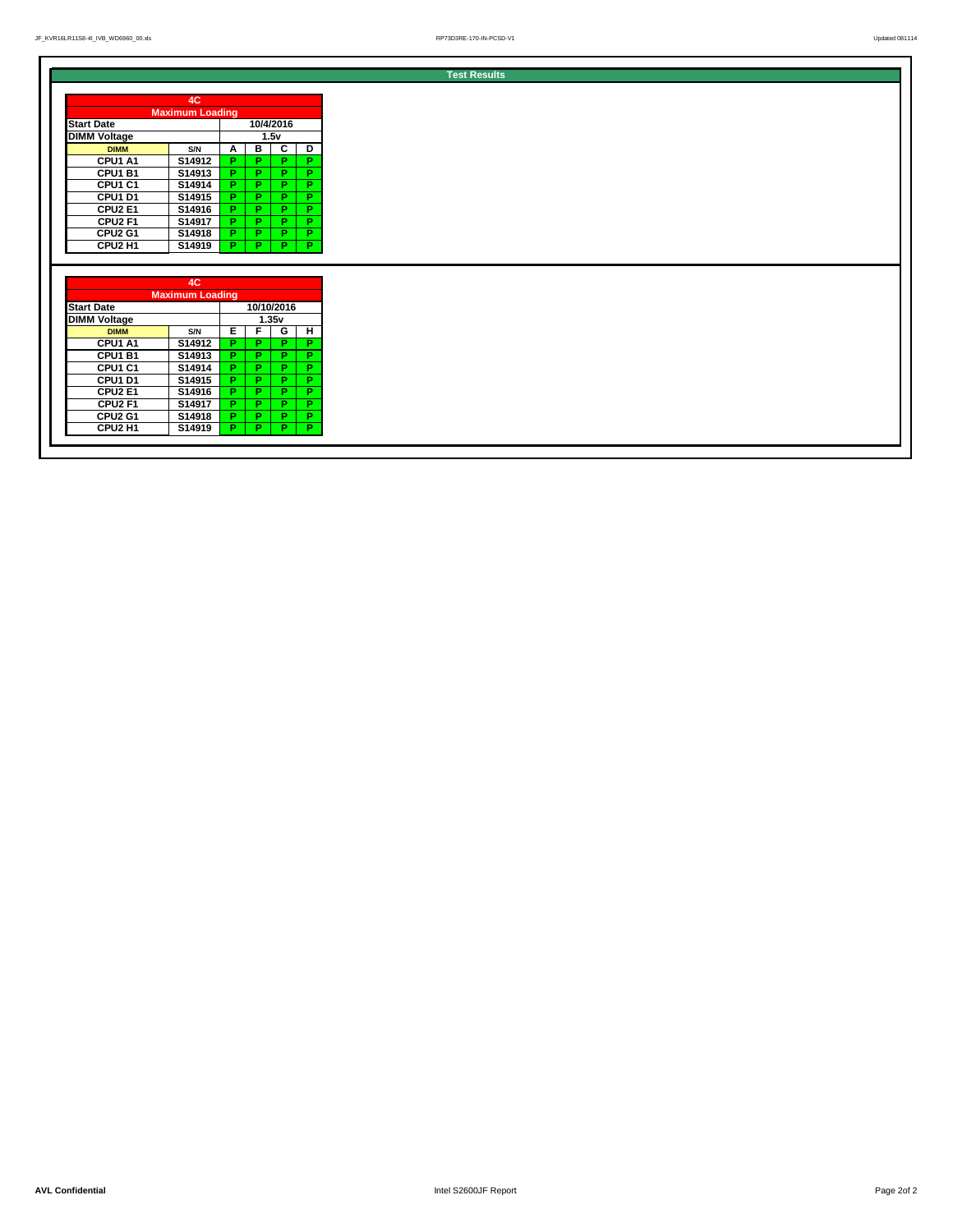## Test Results

| 4C | | | | | |
|---|---|---|---|---|---|
| **Maximum Loading** | | | | | |
| **Start Date** | | 10/4/2016 | | | |
| **DIMM Voltage** | | 1.5v | | | |
| **DIMM** | **S/N** | **A** | **B** | **C** | **D** |
| CPU1 A1 | S14912 | P | P | P | P |
| CPU1 B1 | S14913 | P | P | P | P |
| CPU1 C1 | S14914 | P | P | P | P |
| CPU1 D1 | S14915 | P | P | P | P |
| CPU2 E1 | S14916 | P | P | P | P |
| CPU2 F1 | S14917 | P | P | P | P |
| CPU2 G1 | S14918 | P | P | P | P |
| CPU2 H1 | S14919 | P | P | P | P |

| 4C | | | | | |
|---|---|---|---|---|---|
| **Maximum Loading** | | | | | |
| **Start Date** | | 10/10/2016 | | | |
| **DIMM Voltage** | | 1.35v | | | |
| **DIMM** | **S/N** | **E** | **F** | **G** | **H** |
| CPU1 A1 | S14912 | P | P | P | P |
| CPU1 B1 | S14913 | P | P | P | P |
| CPU1 C1 | S14914 | P | P | P | P |
| CPU1 D1 | S14915 | P | P | P | P |
| CPU2 E1 | S14916 | P | P | P | P |
| CPU2 F1 | S14917 | P | P | P | P |
| CPU2 G1 | S14918 | P | P | P | P |
| CPU2 H1 | S14919 | P | P | P | P |